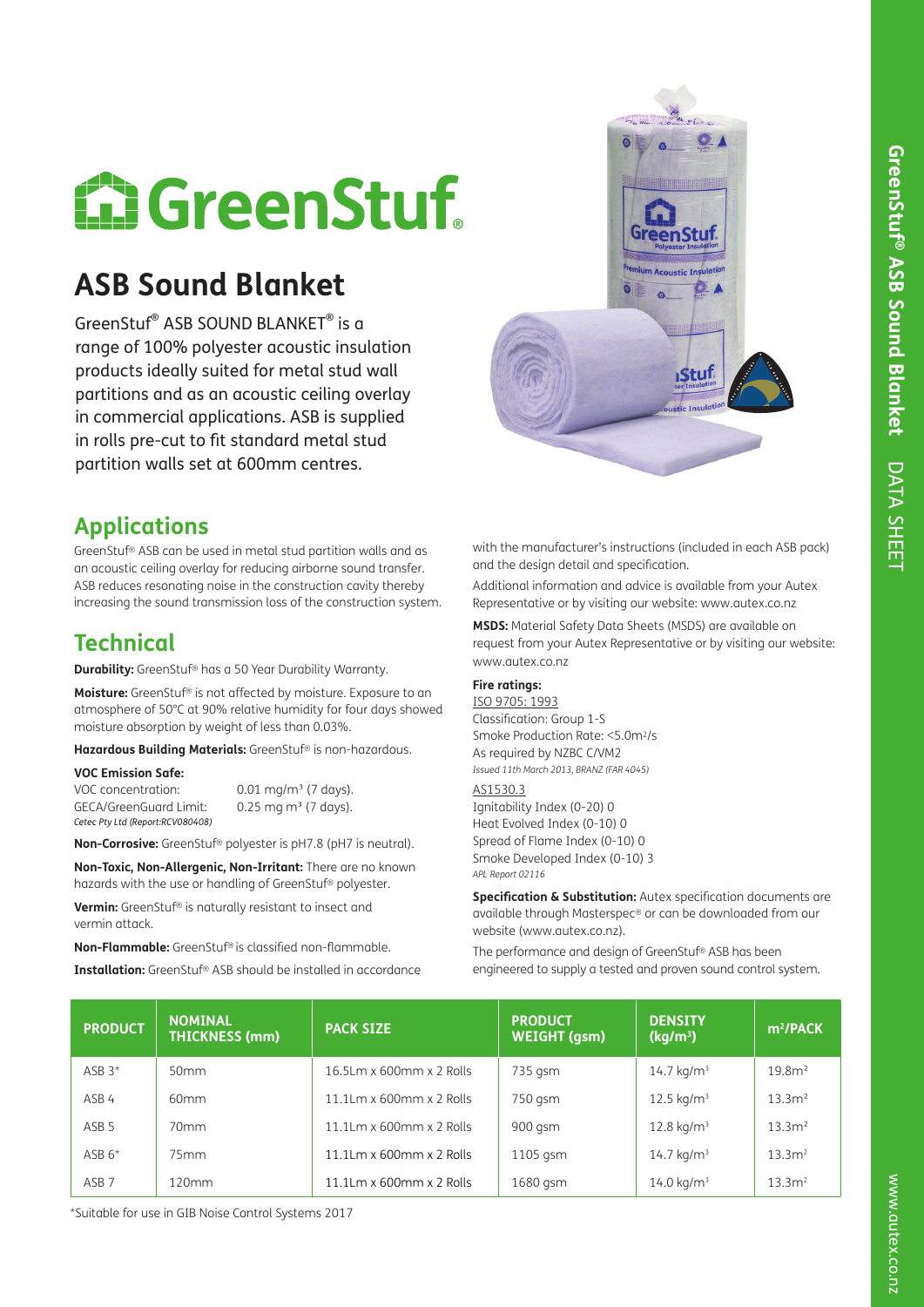# GreenStuf®

## ASB Sound Blanket

GreenStuf® ASB SOUND BLANKET® is a range of 100% polyester acoustic insulation products ideally suited for metal stud wall partitions and as an acoustic ceiling overlay in commercial applications. ASB is supplied in rolls pre-cut to fit standard metal stud partition walls set at 600mm centres.

## Applications

GreenStuf® ASB can be used in metal stud partition walls and as an acoustic ceiling overlay for reducing airborne sound transfer. ASB reduces resonating noise in the construction cavity thereby increasing the sound transmission loss of the construction system.

## Technical

**Durability:** GreenStuf® has a 50 Year Durability Warranty.

**Moisture:** GreenStuf® is not affected by moisture. Exposure to an atmosphere of 50°C at 90% relative humidity for four days showed moisture absorption by weight of less than 0.03%.

**Hazardous Building Materials:** GreenStuf® is non-hazardous.

**VOC Emission Safe:**

VOC concentration: 0.01 mg/m³ (7 days).
GECA/GreenGuard Limit: 0.25 mg m³ (7 days).
*Cetec Pty Ltd (Report:RCV080408)*

**Non-Corrosive:** GreenStuf® polyester is pH7.8 (pH7 is neutral).

**Non-Toxic, Non-Allergenic, Non-Irritant:** There are no known hazards with the use or handling of GreenStuf® polyester.

**Vermin:** GreenStuf® is naturally resistant to insect and vermin attack.

**Non-Flammable:** GreenStuf® is classified non-flammable.

**Installation:** GreenStuf® ASB should be installed in accordance with the manufacturer's instructions (included in each ASB pack) and the design detail and specification.

Additional information and advice is available from your Autex Representative or by visiting our website: www.autex.co.nz

**MSDS:** Material Safety Data Sheets (MSDS) are available on request from your Autex Representative or by visiting our website: www.autex.co.nz

**Fire ratings:**

ISO 9705: 1993
Classification: Group 1-S
Smoke Production Rate: <5.0m²/s
As required by NZBC C/VM2
*Issued 11th March 2013, BRANZ (FAR 4045)*

AS1530.3
Ignitability Index (0-20) 0
Heat Evolved Index (0-10) 0
Spread of Flame Index (0-10) 0
Smoke Developed Index (0-10) 3
*APL Report 02116*

**Specification & Substitution:** Autex specification documents are available through Masterspec® or can be downloaded from our website (www.autex.co.nz).

The performance and design of GreenStuf® ASB has been engineered to supply a tested and proven sound control system.

| PRODUCT | NOMINAL THICKNESS (mm) | PACK SIZE | PRODUCT WEIGHT (gsm) | DENSITY (kg/m³) | m²/PACK |
|---|---|---|---|---|---|
| ASB 3* | 50mm | 16.5Lm x 600mm x 2 Rolls | 735 gsm | 14.7 kg/m³ | 19.8m² |
| ASB 4 | 60mm | 11.1Lm x 600mm x 2 Rolls | 750 gsm | 12.5 kg/m³ | 13.3m² |
| ASB 5 | 70mm | 11.1Lm x 600mm x 2 Rolls | 900 gsm | 12.8 kg/m³ | 13.3m² |
| ASB 6* | 75mm | 11.1Lm x 600mm x 2 Rolls | 1105 gsm | 14.7 kg/m³ | 13.3m² |
| ASB 7 | 120mm | 11.1Lm x 600mm x 2 Rolls | 1680 gsm | 14.0 kg/m³ | 13.3m² |

*Suitable for use in GIB Noise Control Systems 2017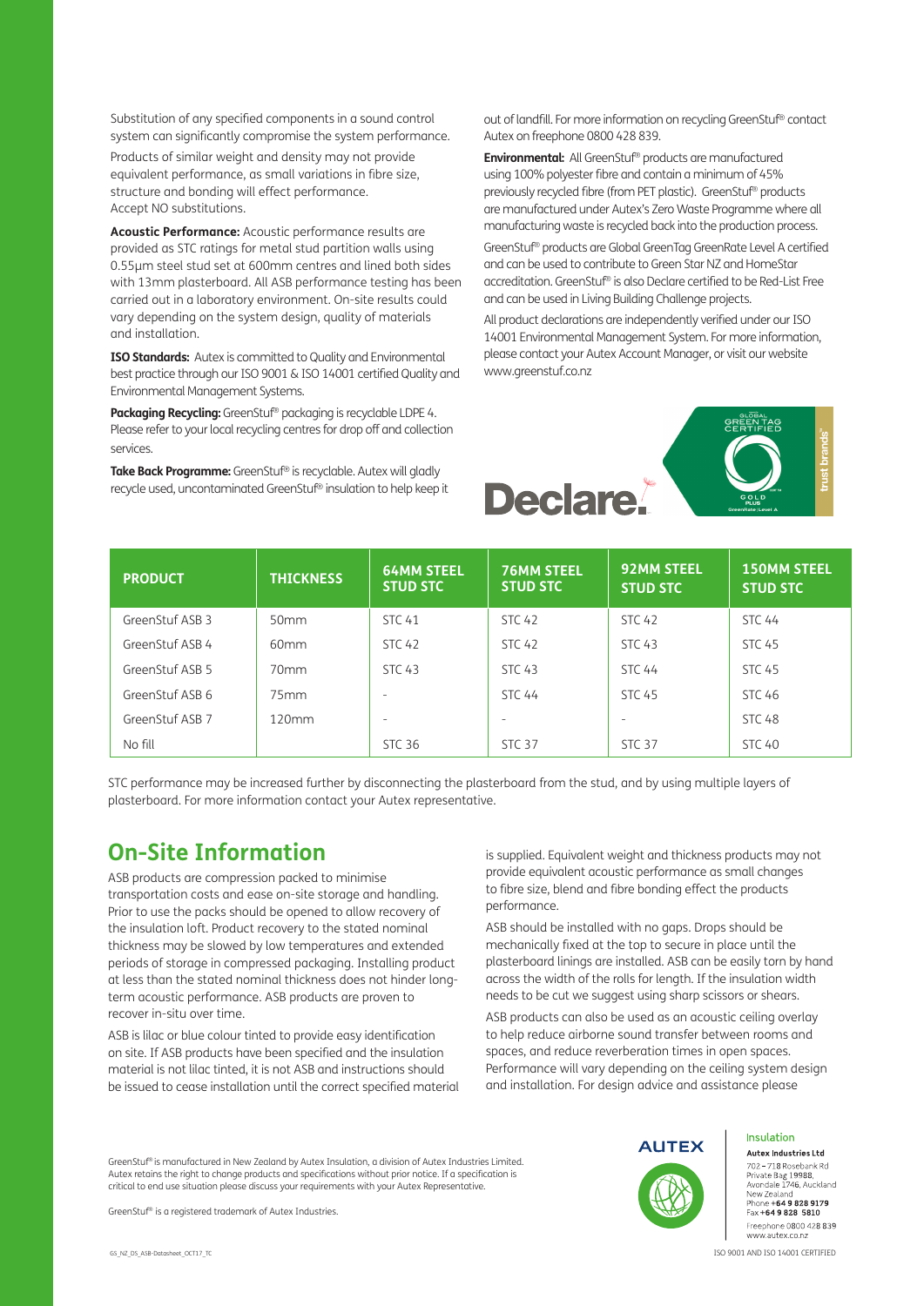Substitution of any specified components in a sound control system can significantly compromise the system performance.

Products of similar weight and density may not provide equivalent performance, as small variations in fibre size, structure and bonding will effect performance. Accept NO substitutions.

**Acoustic Performance:** Acoustic performance results are provided as STC ratings for metal stud partition walls using 0.55µm steel stud set at 600mm centres and lined both sides with 13mm plasterboard. All ASB performance testing has been carried out in a laboratory environment. On-site results could vary depending on the system design, quality of materials and installation.

**ISO Standards:** Autex is committed to Quality and Environmental best practice through our ISO 9001 & ISO 14001 certified Quality and Environmental Management Systems.

**Packaging Recycling:** GreenStuf® packaging is recyclable LDPE 4. Please refer to your local recycling centres for drop off and collection services.

**Take Back Programme:** GreenStuf® is recyclable. Autex will gladly recycle used, uncontaminated GreenStuf® insulation to help keep it out of landfill. For more information on recycling GreenStuf® contact Autex on freephone 0800 428 839.

**Environmental:** All GreenStuf® products are manufactured using 100% polyester fibre and contain a minimum of 45% previously recycled fibre (from PET plastic). GreenStuf® products are manufactured under Autex's Zero Waste Programme where all manufacturing waste is recycled back into the production process.

GreenStuf® products are Global GreenTag GreenRate Level A certified and can be used to contribute to Green Star NZ and HomeStar accreditation. GreenStuf® is also Declare certified to be Red-List Free and can be used in Living Building Challenge projects.

All product declarations are independently verified under our ISO 14001 Environmental Management System. For more information, please contact your Autex Account Manager, or visit our website www.greenstuf.co.nz

Declare.

GLOBAL GREEN TAG CERTIFIED GOLD PLUS GreenRate Level A trust brands

| PRODUCT | THICKNESS | 64MM STEEL STUD STC | 76MM STEEL STUD STC | 92MM STEEL STUD STC | 150MM STEEL STUD STC |
|---|---|---|---|---|---|
| GreenStuf ASB 3 | 50mm | STC 41 | STC 42 | STC 42 | STC 44 |
| GreenStuf ASB 4 | 60mm | STC 42 | STC 42 | STC 43 | STC 45 |
| GreenStuf ASB 5 | 70mm | STC 43 | STC 43 | STC 44 | STC 45 |
| GreenStuf ASB 6 | 75mm | - | STC 44 | STC 45 | STC 46 |
| GreenStuf ASB 7 | 120mm | - | - | - | STC 48 |
| No fill | | STC 36 | STC 37 | STC 37 | STC 40 |

STC performance may be increased further by disconnecting the plasterboard from the stud, and by using multiple layers of plasterboard. For more information contact your Autex representative.

## On-Site Information

ASB products are compression packed to minimise transportation costs and ease on-site storage and handling. Prior to use the packs should be opened to allow recovery of the insulation loft. Product recovery to the stated nominal thickness may be slowed by low temperatures and extended periods of storage in compressed packaging. Installing product at less than the stated nominal thickness does not hinder long-term acoustic performance. ASB products are proven to recover in-situ over time.

ASB is lilac or blue colour tinted to provide easy identification on site. If ASB products have been specified and the insulation material is not lilac tinted, it is not ASB and instructions should be issued to cease installation until the correct specified material is supplied. Equivalent weight and thickness products may not provide equivalent acoustic performance as small changes to fibre size, blend and fibre bonding effect the products performance.

ASB should be installed with no gaps. Drops should be mechanically fixed at the top to secure in place until the plasterboard linings are installed. ASB can be easily torn by hand across the width of the rolls for length. If the insulation width needs to be cut we suggest using sharp scissors or shears.

ASB products can also be used as an acoustic ceiling overlay to help reduce airborne sound transfer between rooms and spaces, and reduce reverberation times in open spaces. Performance will vary depending on the ceiling system design and installation. For design advice and assistance please

GreenStuf® is manufactured in New Zealand by Autex Insulation, a division of Autex Industries Limited. Autex retains the right to change products and specifications without prior notice. If a specification is critical to end use situation please discuss your requirements with your Autex Representative.

GreenStuf® is a registered trademark of Autex Industries.

AUTEX

Insulation

**Autex Industries Ltd**
702 – 718 Rosebank Rd
Private Bag 19988,
Avondale 1746, Auckland
New Zealand
Phone **+64 9 828 9179**
Fax **+64 9 828 5810**
Freephone 0800 428 839
www.autex.co.nz

GS_NZ_DS_ASB-Datasheet_OCT17_TC

ISO 9001 AND ISO 14001 CERTIFIED